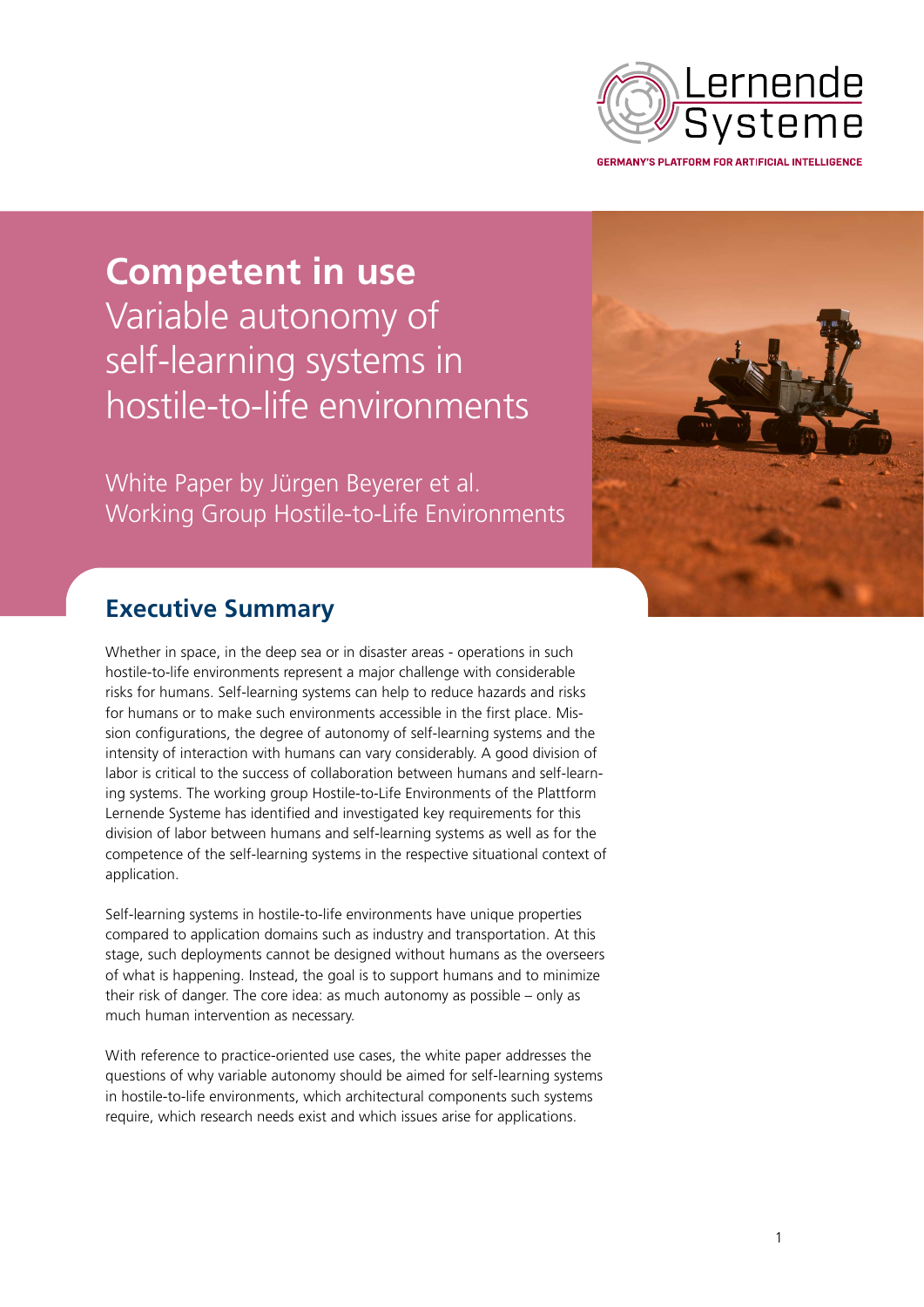Lernende Systeme

GERMANY'S PLATFORM FOR ARTIFICIAL INTELLIGENCE

# Competent in use

## Variable autonomy of self-learning systems in hostile-to-life environments

White Paper by Jürgen Beyerer et al.
Working Group Hostile-to-Life Environments

## Executive Summary

Whether in space, in the deep sea or in disaster areas - operations in such hostile-to-life environments represent a major challenge with considerable risks for humans. Self-learning systems can help to reduce hazards and risks for humans or to make such environments accessible in the first place. Mission configurations, the degree of autonomy of self-learning systems and the intensity of interaction with humans can vary considerably. A good division of labor is critical to the success of collaboration between humans and self-learning systems. The working group Hostile-to-Life Environments of the Plattform Lernende Systeme has identified and investigated key requirements for this division of labor between humans and self-learning systems as well as for the competence of the self-learning systems in the respective situational context of application.

Self-learning systems in hostile-to-life environments have unique properties compared to application domains such as industry and transportation. At this stage, such deployments cannot be designed without humans as the overseers of what is happening. Instead, the goal is to support humans and to minimize their risk of danger. The core idea: as much autonomy as possible – only as much human intervention as necessary.

With reference to practice-oriented use cases, the white paper addresses the questions of why variable autonomy should be aimed for self-learning systems in hostile-to-life environments, which architectural components such systems require, which research needs exist and which issues arise for applications.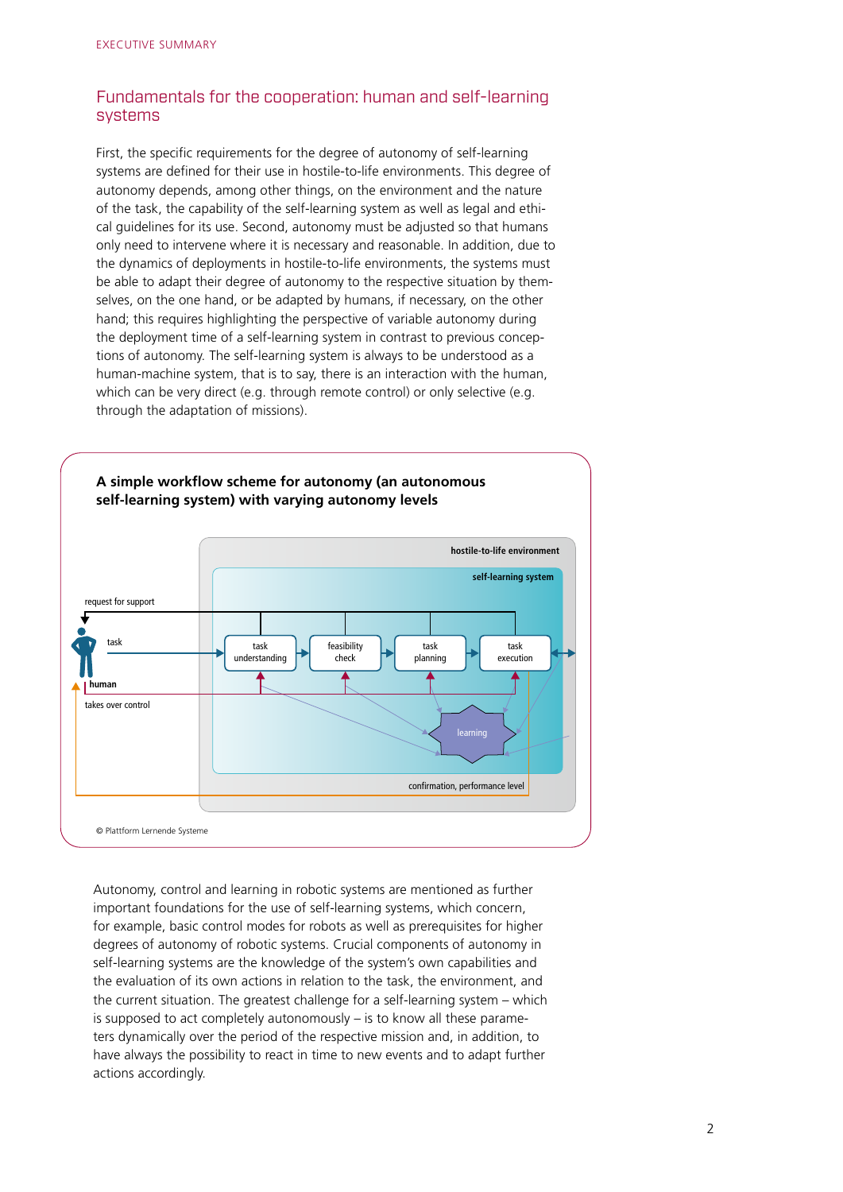EXECUTIVE SUMMARY

## Fundamentals for the cooperation: human and self-learning systems

First, the specific requirements for the degree of autonomy of self-learning systems are defined for their use in hostile-to-life environments. This degree of autonomy depends, among other things, on the environment and the nature of the task, the capability of the self-learning system as well as legal and ethical guidelines for its use. Second, autonomy must be adjusted so that humans only need to intervene where it is necessary and reasonable. In addition, due to the dynamics of deployments in hostile-to-life environments, the systems must be able to adapt their degree of autonomy to the respective situation by themselves, on the one hand, or be adapted by humans, if necessary, on the other hand; this requires highlighting the perspective of variable autonomy during the deployment time of a self-learning system in contrast to previous conceptions of autonomy. The self-learning system is always to be understood as a human-machine system, that is to say, there is an interaction with the human, which can be very direct (e.g. through remote control) or only selective (e.g. through the adaptation of missions).

**A simple workflow scheme for autonomy (an autonomous self-learning system) with varying autonomy levels**

hostile-to-life environment

self-learning system

request for support

task

human

takes over control

task understanding → feasibility check → task planning → task execution

learning

confirmation, performance level

© Plattform Lernende Systeme

Autonomy, control and learning in robotic systems are mentioned as further important foundations for the use of self-learning systems, which concern, for example, basic control modes for robots as well as prerequisites for higher degrees of autonomy of robotic systems. Crucial components of autonomy in self-learning systems are the knowledge of the system's own capabilities and the evaluation of its own actions in relation to the task, the environment, and the current situation. The greatest challenge for a self-learning system – which is supposed to act completely autonomously – is to know all these parameters dynamically over the period of the respective mission and, in addition, to have always the possibility to react in time to new events and to adapt further actions accordingly.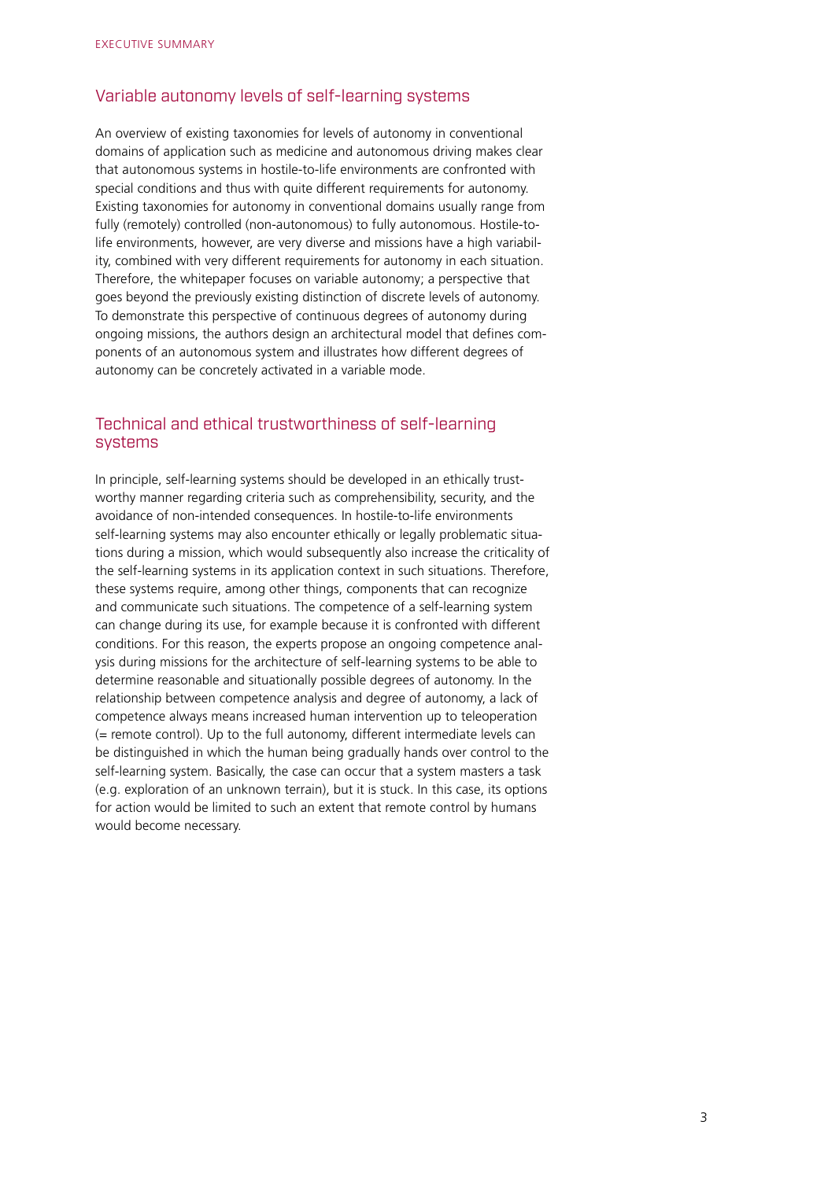## Variable autonomy levels of self-learning systems

An overview of existing taxonomies for levels of autonomy in conventional domains of application such as medicine and autonomous driving makes clear that autonomous systems in hostile-to-life environments are confronted with special conditions and thus with quite different requirements for autonomy. Existing taxonomies for autonomy in conventional domains usually range from fully (remotely) controlled (non-autonomous) to fully autonomous. Hostile-to-life environments, however, are very diverse and missions have a high variability, combined with very different requirements for autonomy in each situation. Therefore, the whitepaper focuses on variable autonomy; a perspective that goes beyond the previously existing distinction of discrete levels of autonomy. To demonstrate this perspective of continuous degrees of autonomy during ongoing missions, the authors design an architectural model that defines components of an autonomous system and illustrates how different degrees of autonomy can be concretely activated in a variable mode.

## Technical and ethical trustworthiness of self-learning systems

In principle, self-learning systems should be developed in an ethically trustworthy manner regarding criteria such as comprehensibility, security, and the avoidance of non-intended consequences. In hostile-to-life environments self-learning systems may also encounter ethically or legally problematic situations during a mission, which would subsequently also increase the criticality of the self-learning systems in its application context in such situations. Therefore, these systems require, among other things, components that can recognize and communicate such situations. The competence of a self-learning system can change during its use, for example because it is confronted with different conditions. For this reason, the experts propose an ongoing competence analysis during missions for the architecture of self-learning systems to be able to determine reasonable and situationally possible degrees of autonomy. In the relationship between competence analysis and degree of autonomy, a lack of competence always means increased human intervention up to teleoperation (= remote control). Up to the full autonomy, different intermediate levels can be distinguished in which the human being gradually hands over control to the self-learning system. Basically, the case can occur that a system masters a task (e.g. exploration of an unknown terrain), but it is stuck. In this case, its options for action would be limited to such an extent that remote control by humans would become necessary.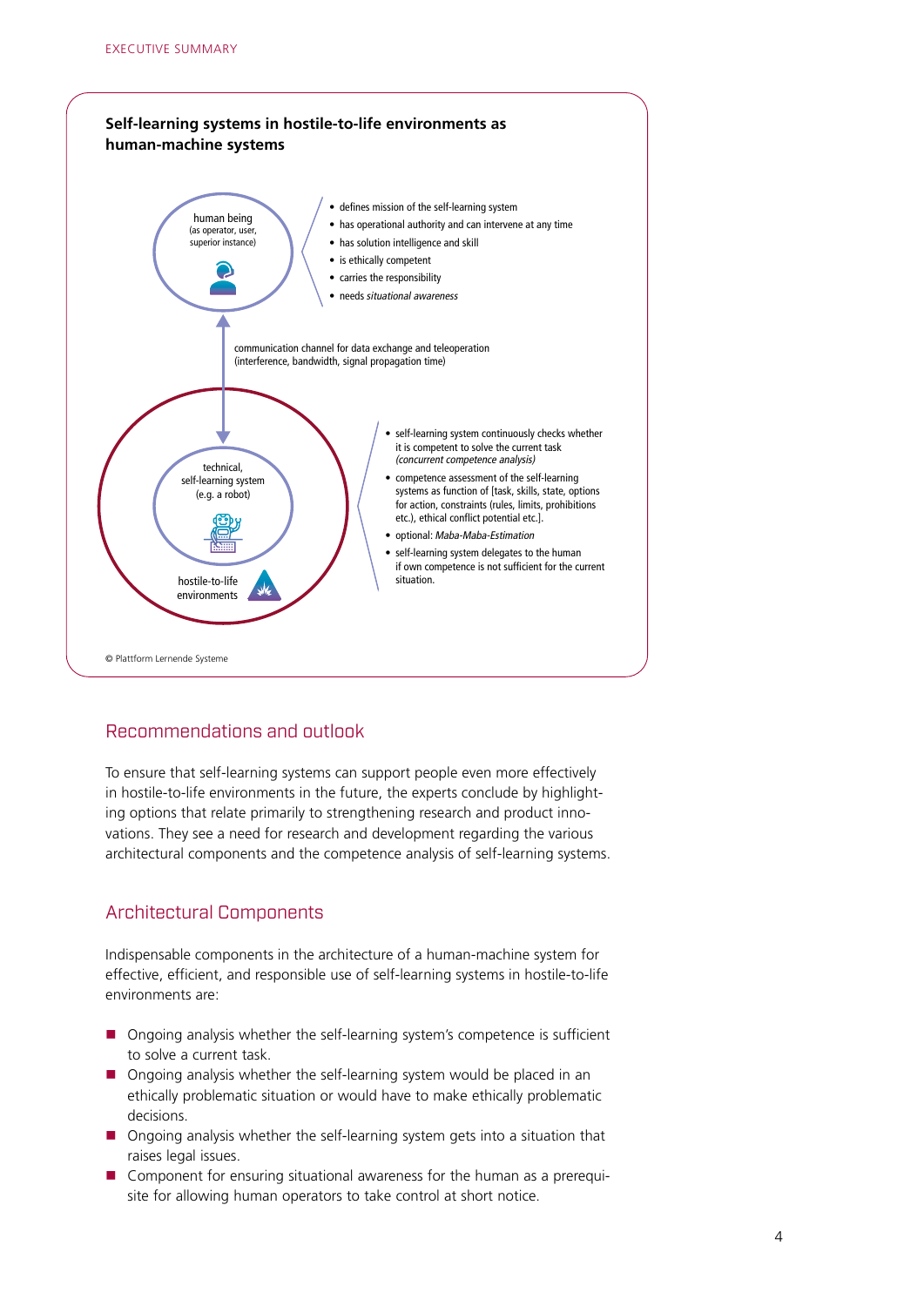**Self-learning systems in hostile-to-life environments as human-machine systems**

human being
(as operator, user, superior instance)

- defines mission of the self-learning system
- has operational authority and can intervene at any time
- has solution intelligence and skill
- is ethically competent
- carries the responsibility
- needs *situational awareness*

communication channel for data exchange and teleoperation
(interference, bandwidth, signal propagation time)

technical, self-learning system (e.g. a robot)

hostile-to-life environments

- self-learning system continuously checks whether it is competent to solve the current task *(concurrent competence analysis)*
- competence assessment of the self-learning systems as function of [task, skills, state, options for action, constraints (rules, limits, prohibitions etc.), ethical conflict potential etc.].
- optional: *Maba-Maba-Estimation*
- self-learning system delegates to the human if own competence is not sufficient for the current situation.

© Plattform Lernende Systeme

## Recommendations and outlook

To ensure that self-learning systems can support people even more effectively in hostile-to-life environments in the future, the experts conclude by highlighting options that relate primarily to strengthening research and product innovations. They see a need for research and development regarding the various architectural components and the competence analysis of self-learning systems.

## Architectural Components

Indispensable components in the architecture of a human-machine system for effective, efficient, and responsible use of self-learning systems in hostile-to-life environments are:

- Ongoing analysis whether the self-learning system's competence is sufficient to solve a current task.
- Ongoing analysis whether the self-learning system would be placed in an ethically problematic situation or would have to make ethically problematic decisions.
- Ongoing analysis whether the self-learning system gets into a situation that raises legal issues.
- Component for ensuring situational awareness for the human as a prerequisite for allowing human operators to take control at short notice.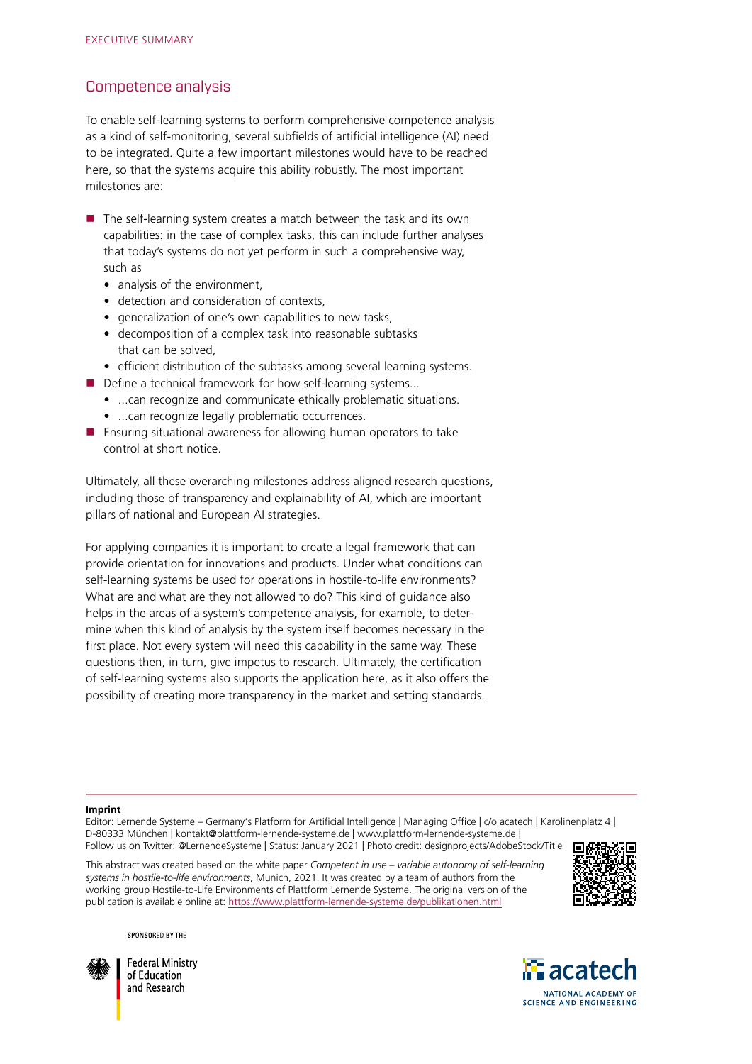## Competence analysis

To enable self-learning systems to perform comprehensive competence analysis as a kind of self-monitoring, several subfields of artificial intelligence (AI) need to be integrated. Quite a few important milestones would have to be reached here, so that the systems acquire this ability robustly. The most important milestones are:

- The self-learning system creates a match between the task and its own capabilities: in the case of complex tasks, this can include further analyses that today's systems do not yet perform in such a comprehensive way, such as
  - analysis of the environment,
  - detection and consideration of contexts,
  - generalization of one's own capabilities to new tasks,
  - decomposition of a complex task into reasonable subtasks that can be solved,
  - efficient distribution of the subtasks among several learning systems.
- Define a technical framework for how self-learning systems...
  - ...can recognize and communicate ethically problematic situations.
  - ...can recognize legally problematic occurrences.
- Ensuring situational awareness for allowing human operators to take control at short notice.

Ultimately, all these overarching milestones address aligned research questions, including those of transparency and explainability of AI, which are important pillars of national and European AI strategies.

For applying companies it is important to create a legal framework that can provide orientation for innovations and products. Under what conditions can self-learning systems be used for operations in hostile-to-life environments? What are and what are they not allowed to do? This kind of guidance also helps in the areas of a system's competence analysis, for example, to determine when this kind of analysis by the system itself becomes necessary in the first place. Not every system will need this capability in the same way. These questions then, in turn, give impetus to research. Ultimately, the certification of self-learning systems also supports the application here, as it also offers the possibility of creating more transparency in the market and setting standards.

**Imprint**

Editor: Lernende Systeme – Germany's Platform for Artificial Intelligence | Managing Office | c/o acatech | Karolinenplatz 4 | D-80333 München | kontakt@plattform-lernende-systeme.de | www.plattform-lernende-systeme.de | Follow us on Twitter: @LernendeSysteme | Status: January 2021 | Photo credit: designprojects/AdobeStock/Title

This abstract was created based on the white paper *Competent in use – variable autonomy of self-learning systems in hostile-to-life environments*, Munich, 2021. It was created by a team of authors from the working group Hostile-to-Life Environments of Plattform Lernende Systeme. The original version of the publication is available online at: https://www.plattform-lernende-systeme.de/publikationen.html

SPONSORED BY THE

Federal Ministry of Education and Research

acatech NATIONAL ACADEMY OF SCIENCE AND ENGINEERING